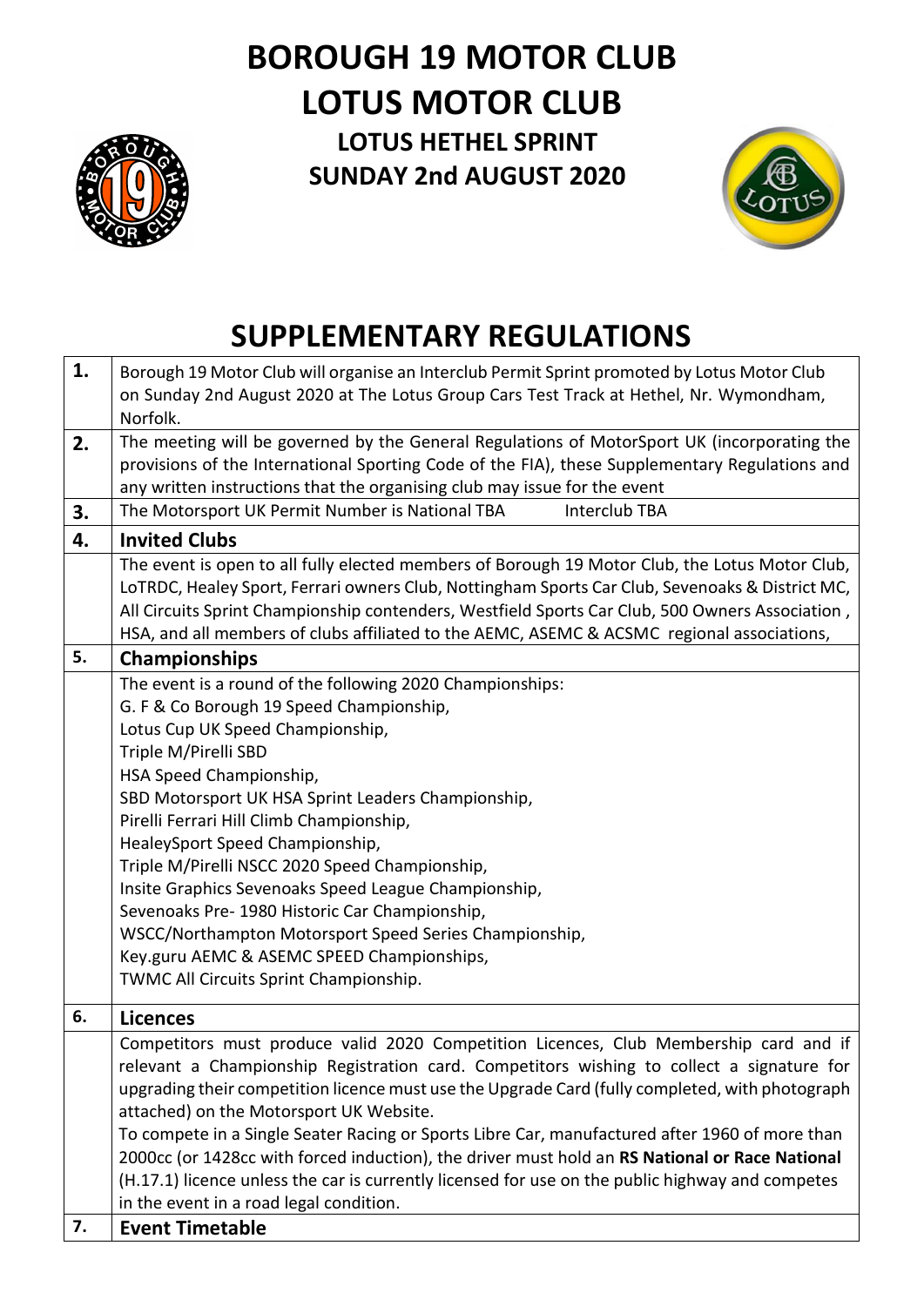# BOROUGH 19 MOTOR CLUB
# LOTUS MOTOR CLUB

### LOTUS HETHEL SPRINT
### SUNDAY 2nd AUGUST 2020

## SUPPLEMENTARY REGULATIONS

**1.** Borough 19 Motor Club will organise an Interclub Permit Sprint promoted by Lotus Motor Club on Sunday 2nd August 2020 at The Lotus Group Cars Test Track at Hethel, Nr. Wymondham, Norfolk.

**2.** The meeting will be governed by the General Regulations of MotorSport UK (incorporating the provisions of the International Sporting Code of the FIA), these Supplementary Regulations and any written instructions that the organising club may issue for the event

**3.** The Motorsport UK Permit Number is National TBA Interclub TBA

**4. Invited Clubs**

The event is open to all fully elected members of Borough 19 Motor Club, the Lotus Motor Club, LoTRDC, Healey Sport, Ferrari owners Club, Nottingham Sports Car Club, Sevenoaks & District MC, All Circuits Sprint Championship contenders, Westfield Sports Car Club, 500 Owners Association , HSA, and all members of clubs affiliated to the AEMC, ASEMC & ACSMC regional associations,

**5. Championships**

The event is a round of the following 2020 Championships:
G. F & Co Borough 19 Speed Championship,
Lotus Cup UK Speed Championship,
Triple M/Pirelli SBD
HSA Speed Championship,
SBD Motorsport UK HSA Sprint Leaders Championship,
Pirelli Ferrari Hill Climb Championship,
HealeySport Speed Championship,
Triple M/Pirelli NSCC 2020 Speed Championship,
Insite Graphics Sevenoaks Speed League Championship,
Sevenoaks Pre- 1980 Historic Car Championship,
WSCC/Northampton Motorsport Speed Series Championship,
Key.guru AEMC & ASEMC SPEED Championships,
TWMC All Circuits Sprint Championship.

**6. Licences**

Competitors must produce valid 2020 Competition Licences, Club Membership card and if relevant a Championship Registration card. Competitors wishing to collect a signature for upgrading their competition licence must use the Upgrade Card (fully completed, with photograph attached) on the Motorsport UK Website.
To compete in a Single Seater Racing or Sports Libre Car, manufactured after 1960 of more than 2000cc (or 1428cc with forced induction), the driver must hold an **RS National or Race National** (H.17.1) licence unless the car is currently licensed for use on the public highway and competes in the event in a road legal condition.

**7. Event Timetable**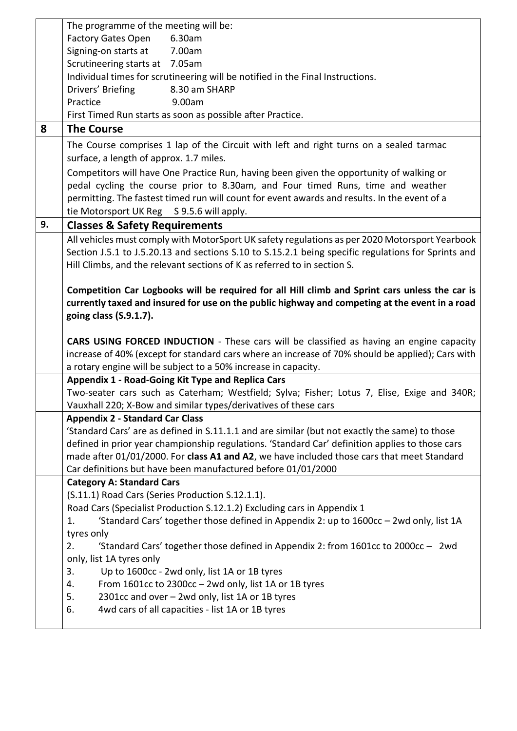The programme of the meeting will be:

| | |
|---|---|
| Factory Gates Open | 6.30am |
| Signing-on starts at | 7.00am |
| Scrutineering starts at | 7.05am |

Individual times for scrutineering will be notified in the Final Instructions.

| | |
|---|---|
| Drivers' Briefing | 8.30 am SHARP |
| Practice | 9.00am |

First Timed Run starts as soon as possible after Practice.

## 8 The Course

The Course comprises 1 lap of the Circuit with left and right turns on a sealed tarmac surface, a length of approx. 1.7 miles.

Competitors will have One Practice Run, having been given the opportunity of walking or pedal cycling the course prior to 8.30am, and Four timed Runs, time and weather permitting. The fastest timed run will count for event awards and results. In the event of a tie Motorsport UK Reg S 9.5.6 will apply.

## 9. Classes & Safety Requirements

All vehicles must comply with MotorSport UK safety regulations as per 2020 Motorsport Yearbook Section J.5.1 to J.5.20.13 and sections S.10 to S.15.2.1 being specific regulations for Sprints and Hill Climbs, and the relevant sections of K as referred to in section S.

**Competition Car Logbooks will be required for all Hill climb and Sprint cars unless the car is currently taxed and insured for use on the public highway and competing at the event in a road going class (S.9.1.7).**

**CARS USING FORCED INDUCTION** - These cars will be classified as having an engine capacity increase of 40% (except for standard cars where an increase of 70% should be applied); Cars with a rotary engine will be subject to a 50% increase in capacity.

**Appendix 1 - Road-Going Kit Type and Replica Cars**

Two-seater cars such as Caterham; Westfield; Sylva; Fisher; Lotus 7, Elise, Exige and 340R; Vauxhall 220; X-Bow and similar types/derivatives of these cars

**Appendix 2 - Standard Car Class**

'Standard Cars' are as defined in S.11.1.1 and are similar (but not exactly the same) to those defined in prior year championship regulations. 'Standard Car' definition applies to those cars made after 01/01/2000. For **class A1 and A2**, we have included those cars that meet Standard Car definitions but have been manufactured before 01/01/2000

**Category A: Standard Cars**

(S.11.1) Road Cars (Series Production S.12.1.1).

Road Cars (Specialist Production S.12.1.2) Excluding cars in Appendix 1

1. 'Standard Cars' together those defined in Appendix 2: up to 1600cc – 2wd only, list 1A tyres only
2. 'Standard Cars' together those defined in Appendix 2: from 1601cc to 2000cc – 2wd only, list 1A tyres only
3. Up to 1600cc - 2wd only, list 1A or 1B tyres
4. From 1601cc to 2300cc – 2wd only, list 1A or 1B tyres
5. 2301cc and over – 2wd only, list 1A or 1B tyres
6. 4wd cars of all capacities - list 1A or 1B tyres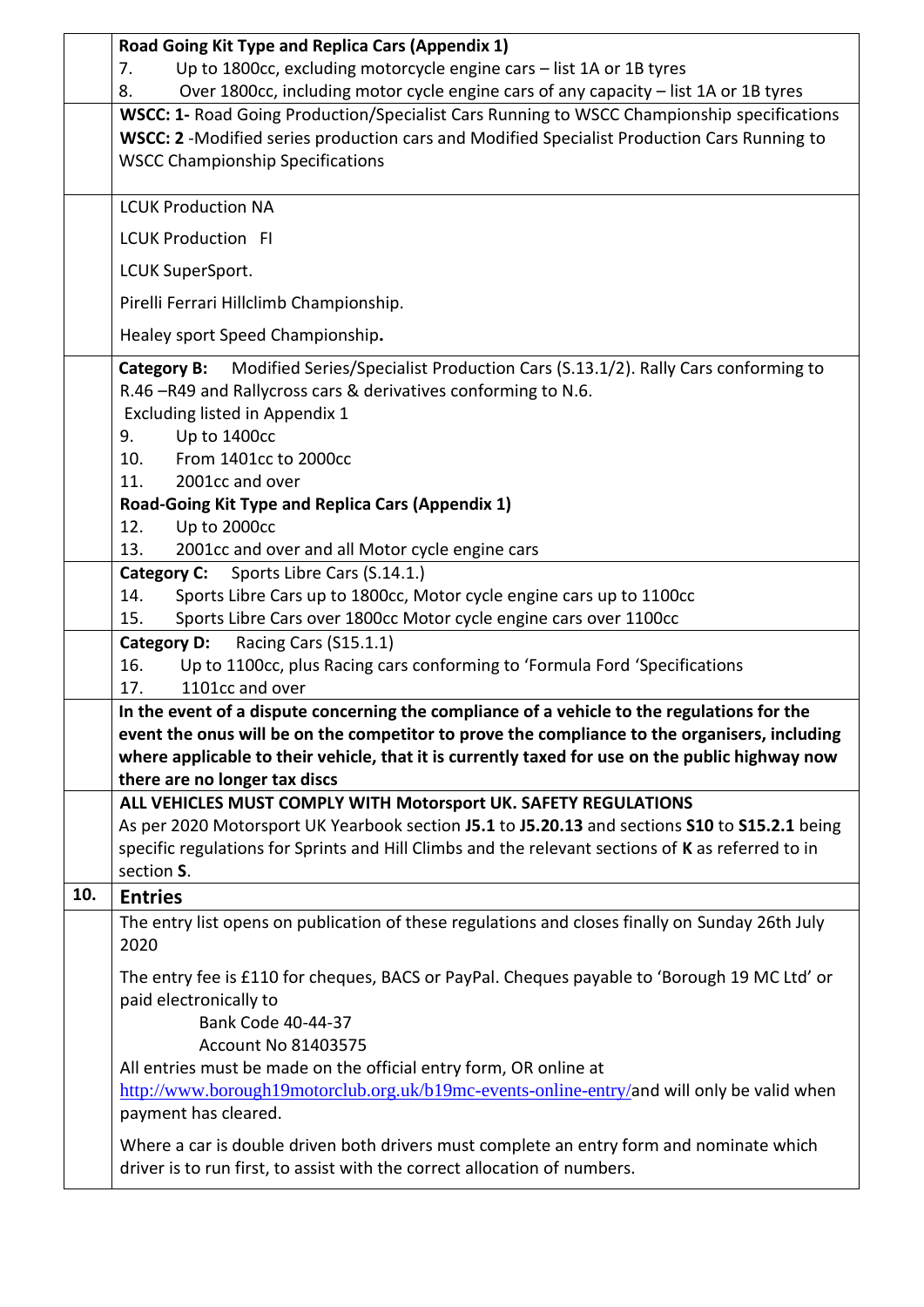**Road Going Kit Type and Replica Cars (Appendix 1)**

7. Up to 1800cc, excluding motorcycle engine cars – list 1A or 1B tyres
8. Over 1800cc, including motor cycle engine cars of any capacity – list 1A or 1B tyres

**WSCC: 1-** Road Going Production/Specialist Cars Running to WSCC Championship specifications
**WSCC: 2** -Modified series production cars and Modified Specialist Production Cars Running to WSCC Championship Specifications

LCUK Production NA

LCUK Production FI

LCUK SuperSport.

Pirelli Ferrari Hillclimb Championship.

Healey sport Speed Championship**.**

**Category B:** Modified Series/Specialist Production Cars (S.13.1/2). Rally Cars conforming to R.46 –R49 and Rallycross cars & derivatives conforming to N.6.
Excluding listed in Appendix 1

9. Up to 1400cc
10. From 1401cc to 2000cc
11. 2001cc and over

**Road-Going Kit Type and Replica Cars (Appendix 1)**

12. Up to 2000cc
13. 2001cc and over and all Motor cycle engine cars

**Category C:** Sports Libre Cars (S.14.1.)

14. Sports Libre Cars up to 1800cc, Motor cycle engine cars up to 1100cc
15. Sports Libre Cars over 1800cc Motor cycle engine cars over 1100cc

**Category D:** Racing Cars (S15.1.1)

16. Up to 1100cc, plus Racing cars conforming to 'Formula Ford 'Specifications
17. 1101cc and over

**In the event of a dispute concerning the compliance of a vehicle to the regulations for the event the onus will be on the competitor to prove the compliance to the organisers, including where applicable to their vehicle, that it is currently taxed for use on the public highway now there are no longer tax discs**

**ALL VEHICLES MUST COMPLY WITH Motorsport UK. SAFETY REGULATIONS**
As per 2020 Motorsport UK Yearbook section **J5.1** to **J5.20.13** and sections **S10** to **S15.2.1** being specific regulations for Sprints and Hill Climbs and the relevant sections of **K** as referred to in section **S**.

## 10. Entries

The entry list opens on publication of these regulations and closes finally on Sunday 26th July 2020

The entry fee is £110 for cheques, BACS or PayPal. Cheques payable to 'Borough 19 MC Ltd' or paid electronically to

Bank Code 40-44-37
Account No 81403575

All entries must be made on the official entry form, OR online at http://www.borough19motorclub.org.uk/b19mc-events-online-entry/and will only be valid when payment has cleared.

Where a car is double driven both drivers must complete an entry form and nominate which driver is to run first, to assist with the correct allocation of numbers.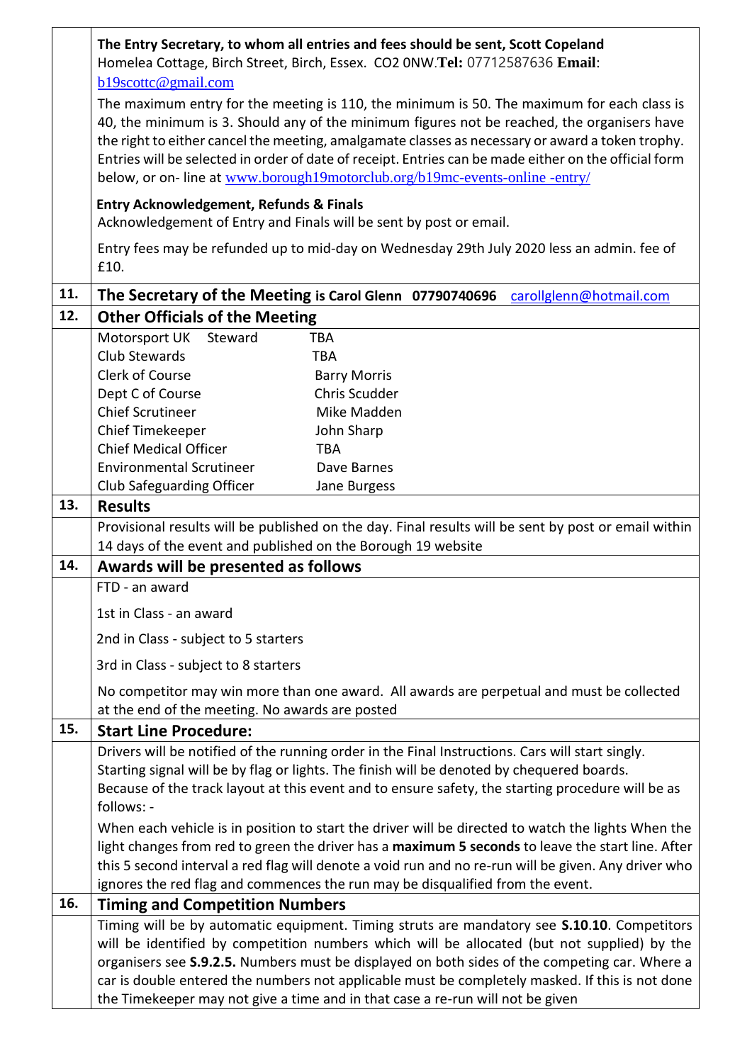**The Entry Secretary, to whom all entries and fees should be sent, Scott Copeland**
Homelea Cottage, Birch Street, Birch, Essex. CO2 0NW.**Tel:** 07712587636 **Email**: b19scottc@gmail.com

The maximum entry for the meeting is 110, the minimum is 50. The maximum for each class is 40, the minimum is 3. Should any of the minimum figures not be reached, the organisers have the right to either cancel the meeting, amalgamate classes as necessary or award a token trophy. Entries will be selected in order of date of receipt. Entries can be made either on the official form below, or on- line at www.borough19motorclub.org/b19mc-events-online -entry/

**Entry Acknowledgement, Refunds & Finals**
Acknowledgement of Entry and Finals will be sent by post or email.

Entry fees may be refunded up to mid-day on Wednesday 29th July 2020 less an admin. fee of £10.

## 11. The Secretary of the Meeting is Carol Glenn 07790740696 carollglenn@hotmail.com

## 12. Other Officials of the Meeting

| | |
|---|---|
| Motorsport UK Steward | TBA |
| Club Stewards | TBA |
| Clerk of Course | Barry Morris |
| Dept C of Course | Chris Scudder |
| Chief Scrutineer | Mike Madden |
| Chief Timekeeper | John Sharp |
| Chief Medical Officer | TBA |
| Environmental Scrutineer | Dave Barnes |
| Club Safeguarding Officer | Jane Burgess |

## 13. Results

Provisional results will be published on the day. Final results will be sent by post or email within 14 days of the event and published on the Borough 19 website

## 14. Awards will be presented as follows

FTD - an award

1st in Class - an award

2nd in Class - subject to 5 starters

3rd in Class - subject to 8 starters

No competitor may win more than one award. All awards are perpetual and must be collected at the end of the meeting. No awards are posted

## 15. Start Line Procedure:

Drivers will be notified of the running order in the Final Instructions. Cars will start singly. Starting signal will be by flag or lights. The finish will be denoted by chequered boards. Because of the track layout at this event and to ensure safety, the starting procedure will be as follows: -

When each vehicle is in position to start the driver will be directed to watch the lights When the light changes from red to green the driver has a **maximum 5 seconds** to leave the start line. After this 5 second interval a red flag will denote a void run and no re-run will be given. Any driver who ignores the red flag and commences the run may be disqualified from the event.

## 16. Timing and Competition Numbers

Timing will be by automatic equipment. Timing struts are mandatory see **S.10.10**. Competitors will be identified by competition numbers which will be allocated (but not supplied) by the organisers see **S.9.2.5.** Numbers must be displayed on both sides of the competing car. Where a car is double entered the numbers not applicable must be completely masked. If this is not done the Timekeeper may not give a time and in that case a re-run will not be given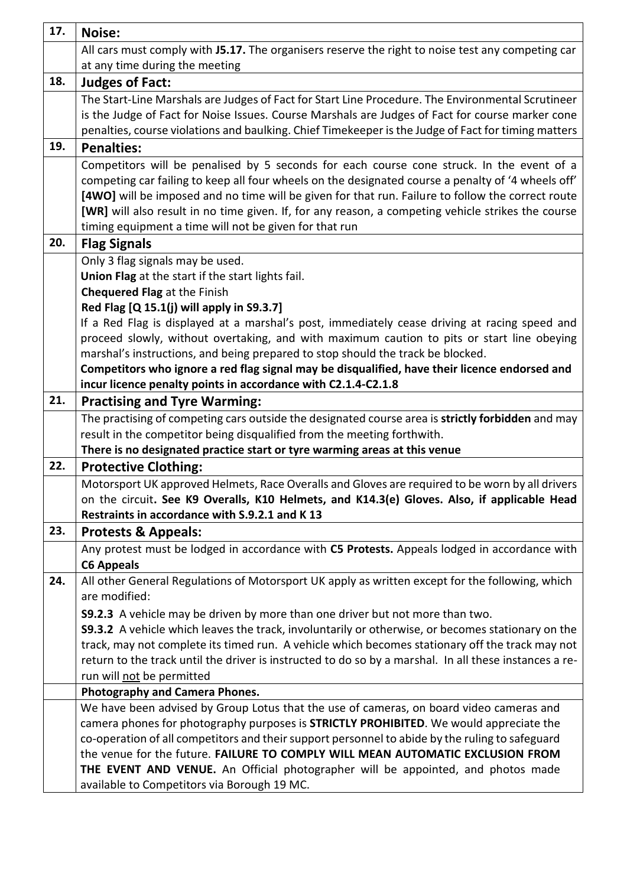| 17. | **Noise:** |
|---|---|
| | All cars must comply with **J5.17.** The organisers reserve the right to noise test any competing car at any time during the meeting |
| **18.** | **Judges of Fact:** |
| | The Start-Line Marshals are Judges of Fact for Start Line Procedure. The Environmental Scrutineer is the Judge of Fact for Noise Issues. Course Marshals are Judges of Fact for course marker cone penalties, course violations and baulking. Chief Timekeeper is the Judge of Fact for timing matters |
| **19.** | **Penalties:** |
| | Competitors will be penalised by 5 seconds for each course cone struck. In the event of a competing car failing to keep all four wheels on the designated course a penalty of '4 wheels off' **[4WO]** will be imposed and no time will be given for that run. Failure to follow the correct route **[WR]** will also result in no time given. If, for any reason, a competing vehicle strikes the course timing equipment a time will not be given for that run |
| **20.** | **Flag Signals** |
| | Only 3 flag signals may be used.<br>**Union Flag** at the start if the start lights fail.<br>**Chequered Flag** at the Finish<br>**Red Flag [Q 15.1(j) will apply in S9.3.7]**<br>If a Red Flag is displayed at a marshal's post, immediately cease driving at racing speed and proceed slowly, without overtaking, and with maximum caution to pits or start line obeying marshal's instructions, and being prepared to stop should the track be blocked.<br>**Competitors who ignore a red flag signal may be disqualified, have their licence endorsed and incur licence penalty points in accordance with C2.1.4-C2.1.8** |
| **21.** | **Practising and Tyre Warming:** |
| | The practising of competing cars outside the designated course area is **strictly forbidden** and may result in the competitor being disqualified from the meeting forthwith.<br>**There is no designated practice start or tyre warming areas at this venue** |
| **22.** | **Protective Clothing:** |
| | Motorsport UK approved Helmets, Race Overalls and Gloves are required to be worn by all drivers on the circuit**. See K9 Overalls, K10 Helmets, and K14.3(e) Gloves. Also, if applicable Head Restraints in accordance with S.9.2.1 and K 13** |
| **23.** | **Protests & Appeals:** |
| | Any protest must be lodged in accordance with **C5 Protests.** Appeals lodged in accordance with **C6 Appeals** |
| **24.** | All other General Regulations of Motorsport UK apply as written except for the following, which are modified:<br><br>**S9.2.3** A vehicle may be driven by more than one driver but not more than two.<br>**S9.3.2** A vehicle which leaves the track, involuntarily or otherwise, or becomes stationary on the track, may not complete its timed run. A vehicle which becomes stationary off the track may not return to the track until the driver is instructed to do so by a marshal. In all these instances a re-run will <u>not</u> be permitted |
| | **Photography and Camera Phones.** |
| | We have been advised by Group Lotus that the use of cameras, on board video cameras and camera phones for photography purposes is **STRICTLY PROHIBITED**. We would appreciate the co-operation of all competitors and their support personnel to abide by the ruling to safeguard the venue for the future. **FAILURE TO COMPLY WILL MEAN AUTOMATIC EXCLUSION FROM THE EVENT AND VENUE.** An Official photographer will be appointed, and photos made available to Competitors via Borough 19 MC. |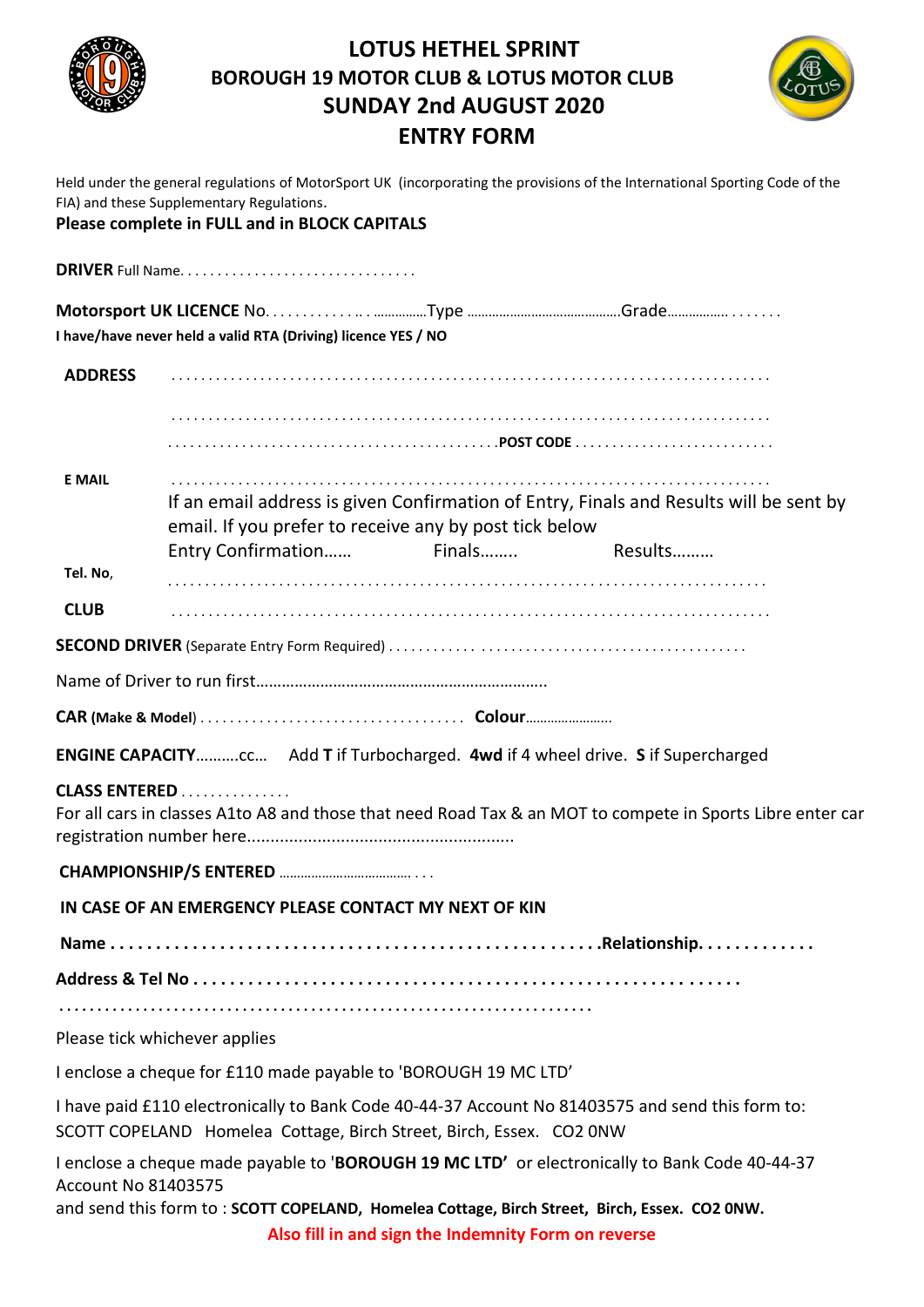# LOTUS HETHEL SPRINT

## BOROUGH 19 MOTOR CLUB & LOTUS MOTOR CLUB

## SUNDAY 2nd AUGUST 2020

## ENTRY FORM

Held under the general regulations of MotorSport UK (incorporating the provisions of the International Sporting Code of the FIA) and these Supplementary Regulations.

**Please complete in FULL and in BLOCK CAPITALS**

**DRIVER** Full Name. . . . . . . . . . . . . . . . . . . . . . . . . . . . . . .

**Motorsport UK LICENCE** No. . . . . . . . . . . . . . ...............Type ..........................................Grade................. . . . . . . .

**I have/have never held a valid RTA (Driving) licence YES / NO**

**ADDRESS** . . . . . . . . . . . . . . . . . . . . . . . . . . . . . . . . . . . . . . . . . . . . . . . . . . . . . . . . . . . . . . . . . . . . . . . . . . . . .

. . . . . . . . . . . . . . . . . . . . . . . . . . . . . . . . . . . . . . . . . . . . . . . . . . . . . . . . . . . . . . . . . . . . . . . . . . . . . . .

. . . . . . . . . . . . . . . . . . . . . . . . . . . . . . . . . . . . . . . . . . . . . . **POST CODE** . . . . . . . . . . . . . . . . . . . . . . . . . . .

**E MAIL** . . . . . . . . . . . . . . . . . . . . . . . . . . . . . . . . . . . . . . . . . . . . . . . . . . . . . . . . . . . . . . . . . . . . . . . . . . . . . .

If an email address is given Confirmation of Entry, Finals and Results will be sent by email. If you prefer to receive any by post tick below

Entry Confirmation…… Finals…….. Results………

**Tel. No**, . . . . . . . . . . . . . . . . . . . . . . . . . . . . . . . . . . . . . . . . . . . . . . . . . . . . . . . . . . . . . . . . . . . . . . . . . . . . .

**CLUB** . . . . . . . . . . . . . . . . . . . . . . . . . . . . . . . . . . . . . . . . . . . . . . . . . . . . . . . . . . . . . . . . . . . . . . . . . . . . . .

**SECOND DRIVER** (Separate Entry Form Required) . . . . . . . . . . . . . . . . . . . . . . . . . . . . . . . . . . . . . . . . . . . . . . . .

Name of Driver to run first…………………………………………………………..

**CAR (Make & Model)** . . . . . . . . . . . . . . . . . . . . . . . . . . . . . . . . . . . **Colour**……………………

**ENGINE CAPACITY**……….cc… Add **T** if Turbocharged. **4wd** if 4 wheel drive. **S** if Supercharged

**CLASS ENTERED** . . . . . . . . . . . . . . .

For all cars in classes A1to A8 and those that need Road Tax & an MOT to compete in Sports Libre enter car registration number here........................................................

**CHAMPIONSHIP/S ENTERED** ………………………………. . . .

**IN CASE OF AN EMERGENCY PLEASE CONTACT MY NEXT OF KIN**

**Name** . . . . . . . . . . . . . . . . . . . . . . . . . . . . . . . . . . . . . . . . . . . . . . . . . . . . .**Relationship**. . . . . . . . . . . . .

**Address & Tel No** . . . . . . . . . . . . . . . . . . . . . . . . . . . . . . . . . . . . . . . . . . . . . . . . . . . . . . . . . . .

. . . . . . . . . . . . . . . . . . . . . . . . . . . . . . . . . . . . . . . . . . . . . . . . . . . . . . . . . . . . . . . . . .

Please tick whichever applies

I enclose a cheque for £110 made payable to 'BOROUGH 19 MC LTD'

I have paid £110 electronically to Bank Code 40-44-37 Account No 81403575 and send this form to: SCOTT COPELAND Homelea Cottage, Birch Street, Birch, Essex. CO2 0NW

I enclose a cheque made payable to '**BOROUGH 19 MC LTD'** or electronically to Bank Code 40-44-37 Account No 81403575

and send this form to : **SCOTT COPELAND, Homelea Cottage, Birch Street, Birch, Essex. CO2 0NW.**

**Also fill in and sign the Indemnity Form on reverse**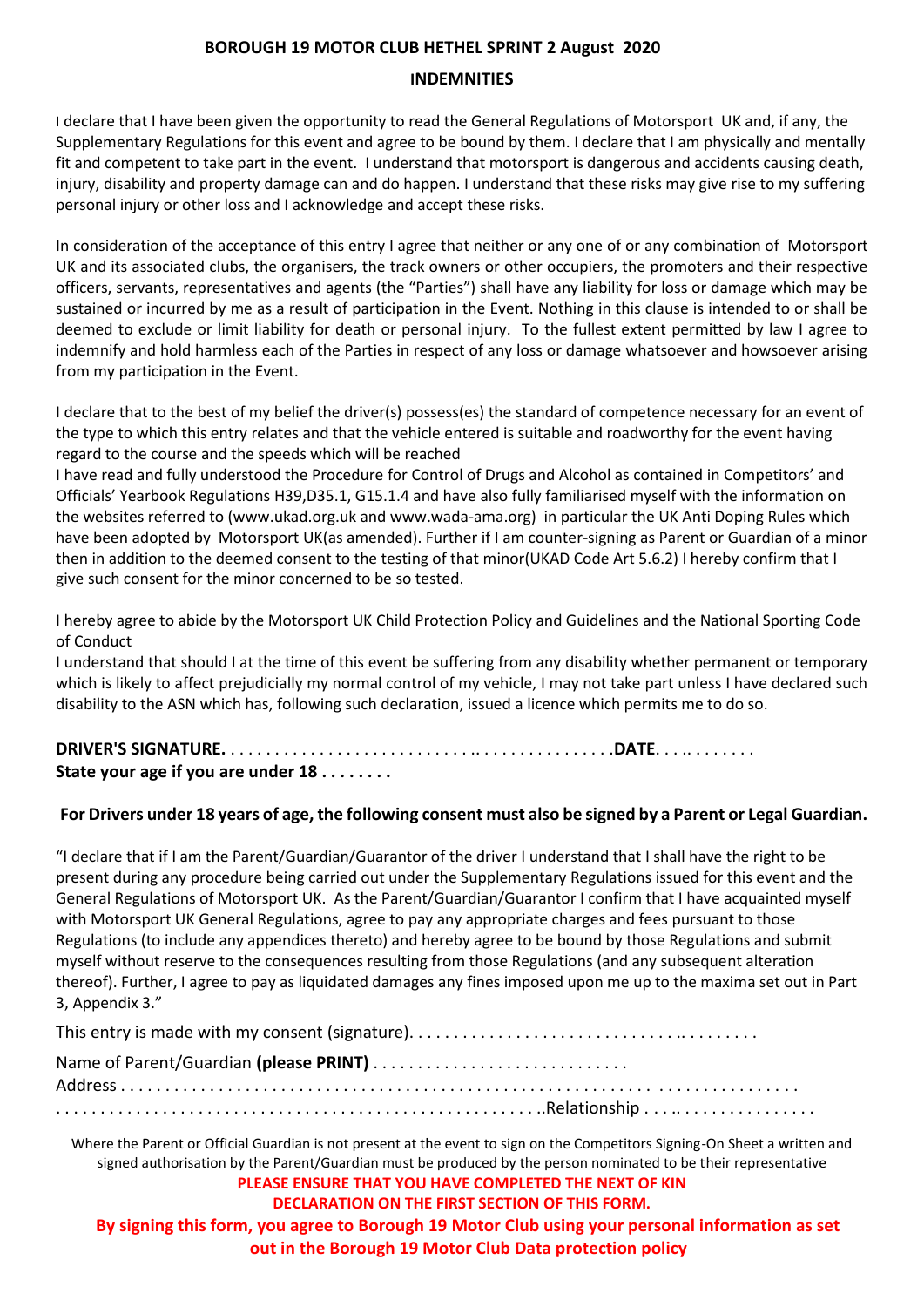**BOROUGH 19 MOTOR CLUB HETHEL SPRINT 2 August 2020**

**INDEMNITIES**

I declare that I have been given the opportunity to read the General Regulations of Motorsport UK and, if any, the Supplementary Regulations for this event and agree to be bound by them. I declare that I am physically and mentally fit and competent to take part in the event. I understand that motorsport is dangerous and accidents causing death, injury, disability and property damage can and do happen. I understand that these risks may give rise to my suffering personal injury or other loss and I acknowledge and accept these risks.

In consideration of the acceptance of this entry I agree that neither or any one of or any combination of Motorsport UK and its associated clubs, the organisers, the track owners or other occupiers, the promoters and their respective officers, servants, representatives and agents (the "Parties") shall have any liability for loss or damage which may be sustained or incurred by me as a result of participation in the Event. Nothing in this clause is intended to or shall be deemed to exclude or limit liability for death or personal injury. To the fullest extent permitted by law I agree to indemnify and hold harmless each of the Parties in respect of any loss or damage whatsoever and howsoever arising from my participation in the Event.

I declare that to the best of my belief the driver(s) possess(es) the standard of competence necessary for an event of the type to which this entry relates and that the vehicle entered is suitable and roadworthy for the event having regard to the course and the speeds which will be reached

I have read and fully understood the Procedure for Control of Drugs and Alcohol as contained in Competitors' and Officials' Yearbook Regulations H39,D35.1, G15.1.4 and have also fully familiarised myself with the information on the websites referred to (www.ukad.org.uk and www.wada-ama.org) in particular the UK Anti Doping Rules which have been adopted by Motorsport UK(as amended). Further if I am counter-signing as Parent or Guardian of a minor then in addition to the deemed consent to the testing of that minor(UKAD Code Art 5.6.2) I hereby confirm that I give such consent for the minor concerned to be so tested.

I hereby agree to abide by the Motorsport UK Child Protection Policy and Guidelines and the National Sporting Code of Conduct

I understand that should I at the time of this event be suffering from any disability whether permanent or temporary which is likely to affect prejudicially my normal control of my vehicle, I may not take part unless I have declared such disability to the ASN which has, following such declaration, issued a licence which permits me to do so.

**DRIVER'S SIGNATURE.** . . . . . . . . . . . . . . . . . . . . . . . . . . . . . . . . . . . . . . . . . . . . .**DATE**. . . . . . . . . . .

**State your age if you are under 18 . . . . . . . .**

**For Drivers under 18 years of age, the following consent must also be signed by a Parent or Legal Guardian.**

"I declare that if I am the Parent/Guardian/Guarantor of the driver I understand that I shall have the right to be present during any procedure being carried out under the Supplementary Regulations issued for this event and the General Regulations of Motorsport UK. As the Parent/Guardian/Guarantor I confirm that I have acquainted myself with Motorsport UK General Regulations, agree to pay any appropriate charges and fees pursuant to those Regulations (to include any appendices thereto) and hereby agree to be bound by those Regulations and submit myself without reserve to the consequences resulting from those Regulations (and any subsequent alteration thereof). Further, I agree to pay as liquidated damages any fines imposed upon me up to the maxima set out in Part 3, Appendix 3."

This entry is made with my consent (signature). . . . . . . . . . . . . . . . . . . . . . . . . . . . . . . . . . . . . . . . . .

Name of Parent/Guardian **(please PRINT)** . . . . . . . . . . . . . . . . . . . . . . . . . . . .

Address . . . . . . . . . . . . . . . . . . . . . . . . . . . . . . . . . . . . . . . . . . . . . . . . . . . . . . . . . . . . . . . . . . . . . . . . . . . . . . . . . . . . . . . . . . . . . . . . . . . . . . . . . . . . . . . . . . . . . . . . . . . . . . . . . . . . . . . . . . . . . . . . . . . ..Relationship . . . . . . . . . . . . . . . . . . . .

Where the Parent or Official Guardian is not present at the event to sign on the Competitors Signing-On Sheet a written and signed authorisation by the Parent/Guardian must be produced by the person nominated to be their representative

**PLEASE ENSURE THAT YOU HAVE COMPLETED THE NEXT OF KIN DECLARATION ON THE FIRST SECTION OF THIS FORM.**

**By signing this form, you agree to Borough 19 Motor Club using your personal information as set out in the Borough 19 Motor Club Data protection policy**